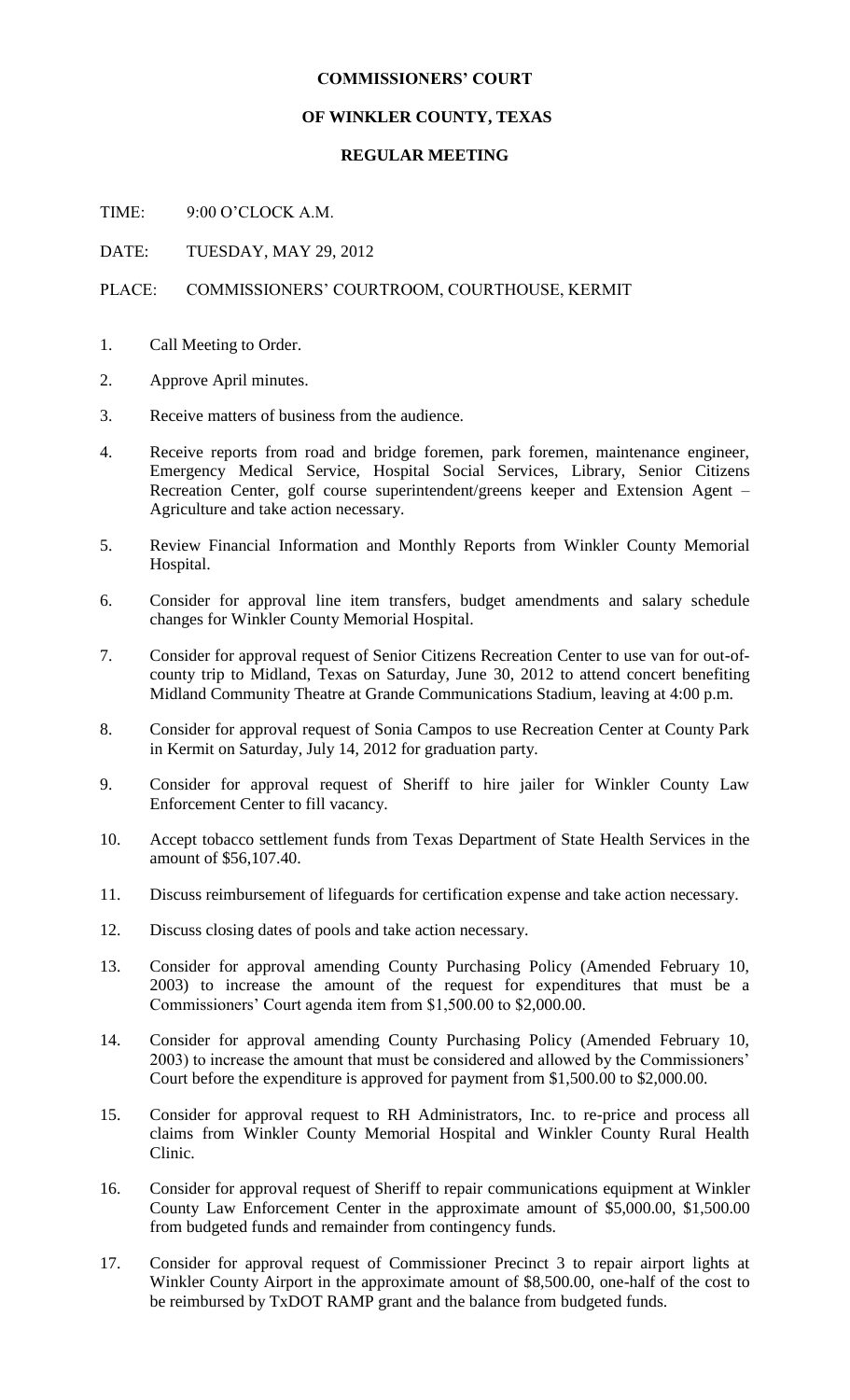**COMMISSIONERS' COURT**

**OF WINKLER COUNTY, TEXAS**

**REGULAR MEETING**

TIME: 9:00 O'CLOCK A.M.

DATE: TUESDAY, MAY 29, 2012

PLACE: COMMISSIONERS' COURTROOM, COURTHOUSE, KERMIT

1. Call Meeting to Order.

2. Approve April minutes.

3. Receive matters of business from the audience.

4. Receive reports from road and bridge foremen, park foremen, maintenance engineer, Emergency Medical Service, Hospital Social Services, Library, Senior Citizens Recreation Center, golf course superintendent/greens keeper and Extension Agent – Agriculture and take action necessary.

5. Review Financial Information and Monthly Reports from Winkler County Memorial Hospital.

6. Consider for approval line item transfers, budget amendments and salary schedule changes for Winkler County Memorial Hospital.

7. Consider for approval request of Senior Citizens Recreation Center to use van for out-of-county trip to Midland, Texas on Saturday, June 30, 2012 to attend concert benefiting Midland Community Theatre at Grande Communications Stadium, leaving at 4:00 p.m.

8. Consider for approval request of Sonia Campos to use Recreation Center at County Park in Kermit on Saturday, July 14, 2012 for graduation party.

9. Consider for approval request of Sheriff to hire jailer for Winkler County Law Enforcement Center to fill vacancy.

10. Accept tobacco settlement funds from Texas Department of State Health Services in the amount of $56,107.40.

11. Discuss reimbursement of lifeguards for certification expense and take action necessary.

12. Discuss closing dates of pools and take action necessary.

13. Consider for approval amending County Purchasing Policy (Amended February 10, 2003) to increase the amount of the request for expenditures that must be a Commissioners' Court agenda item from $1,500.00 to $2,000.00.

14. Consider for approval amending County Purchasing Policy (Amended February 10, 2003) to increase the amount that must be considered and allowed by the Commissioners' Court before the expenditure is approved for payment from $1,500.00 to $2,000.00.

15. Consider for approval request to RH Administrators, Inc. to re-price and process all claims from Winkler County Memorial Hospital and Winkler County Rural Health Clinic.

16. Consider for approval request of Sheriff to repair communications equipment at Winkler County Law Enforcement Center in the approximate amount of $5,000.00, $1,500.00 from budgeted funds and remainder from contingency funds.

17. Consider for approval request of Commissioner Precinct 3 to repair airport lights at Winkler County Airport in the approximate amount of $8,500.00, one-half of the cost to be reimbursed by TxDOT RAMP grant and the balance from budgeted funds.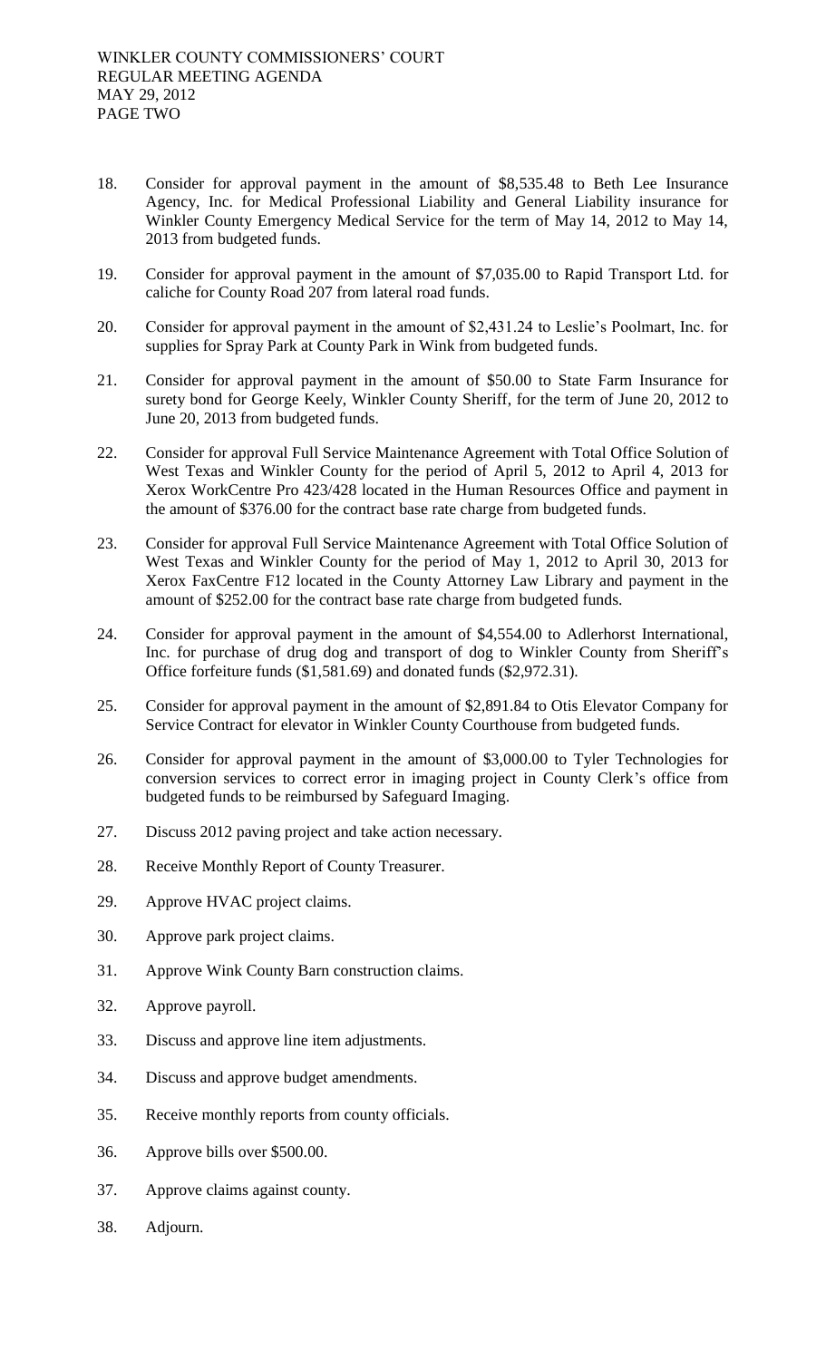18. Consider for approval payment in the amount of $8,535.48 to Beth Lee Insurance Agency, Inc. for Medical Professional Liability and General Liability insurance for Winkler County Emergency Medical Service for the term of May 14, 2012 to May 14, 2013 from budgeted funds.

19. Consider for approval payment in the amount of $7,035.00 to Rapid Transport Ltd. for caliche for County Road 207 from lateral road funds.

20. Consider for approval payment in the amount of $2,431.24 to Leslie's Poolmart, Inc. for supplies for Spray Park at County Park in Wink from budgeted funds.

21. Consider for approval payment in the amount of $50.00 to State Farm Insurance for surety bond for George Keely, Winkler County Sheriff, for the term of June 20, 2012 to June 20, 2013 from budgeted funds.

22. Consider for approval Full Service Maintenance Agreement with Total Office Solution of West Texas and Winkler County for the period of April 5, 2012 to April 4, 2013 for Xerox WorkCentre Pro 423/428 located in the Human Resources Office and payment in the amount of $376.00 for the contract base rate charge from budgeted funds.

23. Consider for approval Full Service Maintenance Agreement with Total Office Solution of West Texas and Winkler County for the period of May 1, 2012 to April 30, 2013 for Xerox FaxCentre F12 located in the County Attorney Law Library and payment in the amount of $252.00 for the contract base rate charge from budgeted funds.

24. Consider for approval payment in the amount of $4,554.00 to Adlerhorst International, Inc. for purchase of drug dog and transport of dog to Winkler County from Sheriff's Office forfeiture funds ($1,581.69) and donated funds ($2,972.31).

25. Consider for approval payment in the amount of $2,891.84 to Otis Elevator Company for Service Contract for elevator in Winkler County Courthouse from budgeted funds.

26. Consider for approval payment in the amount of $3,000.00 to Tyler Technologies for conversion services to correct error in imaging project in County Clerk's office from budgeted funds to be reimbursed by Safeguard Imaging.

27. Discuss 2012 paving project and take action necessary.

28. Receive Monthly Report of County Treasurer.

29. Approve HVAC project claims.

30. Approve park project claims.

31. Approve Wink County Barn construction claims.

32. Approve payroll.

33. Discuss and approve line item adjustments.

34. Discuss and approve budget amendments.

35. Receive monthly reports from county officials.

36. Approve bills over $500.00.

37. Approve claims against county.

38. Adjourn.